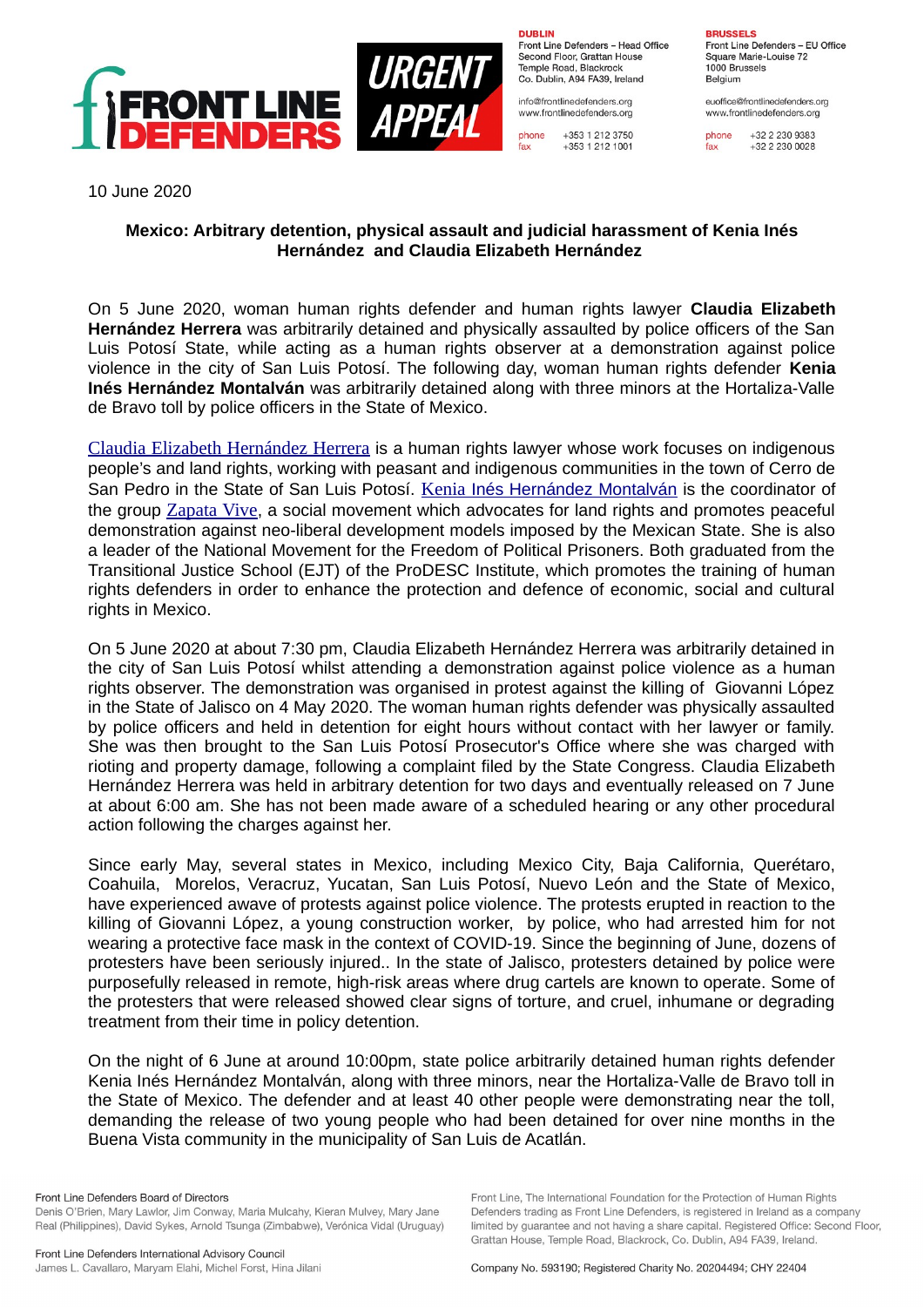10 June 2020

**Mexico: Arbitrary detention, physical assault and judicial harassment of Kenia Inés Hernández and Claudia Elizabeth Hernández**

On 5 June 2020, woman human rights defender and human rights lawyer **Claudia Elizabeth Hernández Herrera** was arbitrarily detained and physically assaulted by police officers of the San Luis Potosí State, while acting as a human rights observer at a demonstration against police violence in the city of San Luis Potosí. The following day, woman human rights defender **Kenia Inés Hernández Montalván** was arbitrarily detained along with three minors at the Hortaliza-Valle de Bravo toll by police officers in the State of Mexico.

Claudia Elizabeth Hernández Herrera is a human rights lawyer whose work focuses on indigenous people's and land rights, working with peasant and indigenous communities in the town of Cerro de San Pedro in the State of San Luis Potosí. Kenia Inés Hernández Montalván is the coordinator of the group Zapata Vive, a social movement which advocates for land rights and promotes peaceful demonstration against neo-liberal development models imposed by the Mexican State. She is also a leader of the National Movement for the Freedom of Political Prisoners. Both graduated from the Transitional Justice School (EJT) of the ProDESC Institute, which promotes the training of human rights defenders in order to enhance the protection and defence of economic, social and cultural rights in Mexico.

On 5 June 2020 at about 7:30 pm, Claudia Elizabeth Hernández Herrera was arbitrarily detained in the city of San Luis Potosí whilst attending a demonstration against police violence as a human rights observer. The demonstration was organised in protest against the killing of Giovanni López in the State of Jalisco on 4 May 2020. The woman human rights defender was physically assaulted by police officers and held in detention for eight hours without contact with her lawyer or family. She was then brought to the San Luis Potosí Prosecutor's Office where she was charged with rioting and property damage, following a complaint filed by the State Congress. Claudia Elizabeth Hernández Herrera was held in arbitrary detention for two days and eventually released on 7 June at about 6:00 am. She has not been made aware of a scheduled hearing or any other procedural action following the charges against her.

Since early May, several states in Mexico, including Mexico City, Baja California, Querétaro, Coahuila, Morelos, Veracruz, Yucatan, San Luis Potosí, Nuevo León and the State of Mexico, have experienced awave of protests against police violence. The protests erupted in reaction to the killing of Giovanni López, a young construction worker, by police, who had arrested him for not wearing a protective face mask in the context of COVID-19. Since the beginning of June, dozens of protesters have been seriously injured.. In the state of Jalisco, protesters detained by police were purposefully released in remote, high-risk areas where drug cartels are known to operate. Some of the protesters that were released showed clear signs of torture, and cruel, inhumane or degrading treatment from their time in policy detention.

On the night of 6 June at around 10:00pm, state police arbitrarily detained human rights defender Kenia Inés Hernández Montalván, along with three minors, near the Hortaliza-Valle de Bravo toll in the State of Mexico. The defender and at least 40 other people were demonstrating near the toll, demanding the release of two young people who had been detained for over nine months in the Buena Vista community in the municipality of San Luis de Acatlán.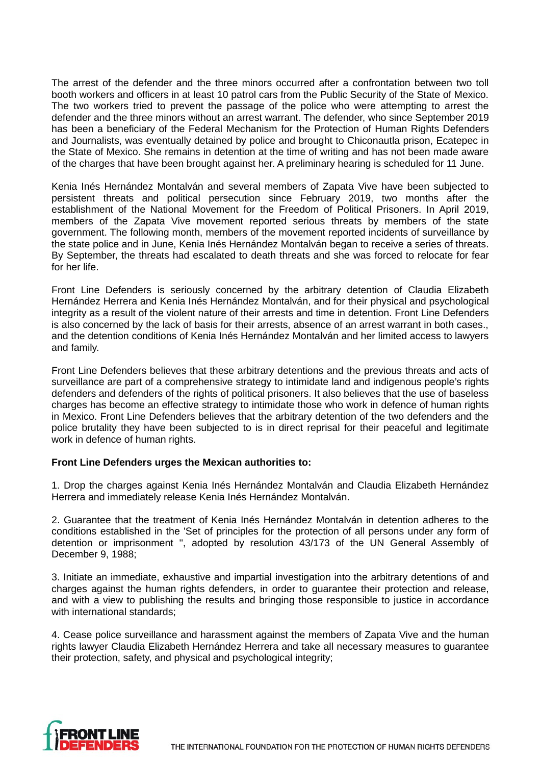The arrest of the defender and the three minors occurred after a confrontation between two toll booth workers and officers in at least 10 patrol cars from the Public Security of the State of Mexico. The two workers tried to prevent the passage of the police who were attempting to arrest the defender and the three minors without an arrest warrant. The defender, who since September 2019 has been a beneficiary of the Federal Mechanism for the Protection of Human Rights Defenders and Journalists, was eventually detained by police and brought to Chiconautla prison, Ecatepec in the State of Mexico. She remains in detention at the time of writing and has not been made aware of the charges that have been brought against her. A preliminary hearing is scheduled for 11 June.

Kenia Inés Hernández Montalván and several members of Zapata Vive have been subjected to persistent threats and political persecution since February 2019, two months after the establishment of the National Movement for the Freedom of Political Prisoners. In April 2019, members of the Zapata Vive movement reported serious threats by members of the state government. The following month, members of the movement reported incidents of surveillance by the state police and in June, Kenia Inés Hernández Montalván began to receive a series of threats. By September, the threats had escalated to death threats and she was forced to relocate for fear for her life.

Front Line Defenders is seriously concerned by the arbitrary detention of Claudia Elizabeth Hernández Herrera and Kenia Inés Hernández Montalván, and for their physical and psychological integrity as a result of the violent nature of their arrests and time in detention. Front Line Defenders is also concerned by the lack of basis for their arrests, absence of an arrest warrant in both cases., and the detention conditions of Kenia Inés Hernández Montalván and her limited access to lawyers and family.

Front Line Defenders believes that these arbitrary detentions and the previous threats and acts of surveillance are part of a comprehensive strategy to intimidate land and indigenous people's rights defenders and defenders of the rights of political prisoners. It also believes that the use of baseless charges has become an effective strategy to intimidate those who work in defence of human rights in Mexico. Front Line Defenders believes that the arbitrary detention of the two defenders and the police brutality they have been subjected to is in direct reprisal for their peaceful and legitimate work in defence of human rights.

**Front Line Defenders urges the Mexican authorities to:**

1. Drop the charges against Kenia Inés Hernández Montalván and Claudia Elizabeth Hernández Herrera and immediately release Kenia Inés Hernández Montalván.

2. Guarantee that the treatment of Kenia Inés Hernández Montalván in detention adheres to the conditions established in the 'Set of principles for the protection of all persons under any form of detention or imprisonment '', adopted by resolution 43/173 of the UN General Assembly of December 9, 1988;

3. Initiate an immediate, exhaustive and impartial investigation into the arbitrary detentions of and charges against the human rights defenders, in order to guarantee their protection and release, and with a view to publishing the results and bringing those responsible to justice in accordance with international standards;

4. Cease police surveillance and harassment against the members of Zapata Vive and the human rights lawyer Claudia Elizabeth Hernández Herrera and take all necessary measures to guarantee their protection, safety, and physical and psychological integrity;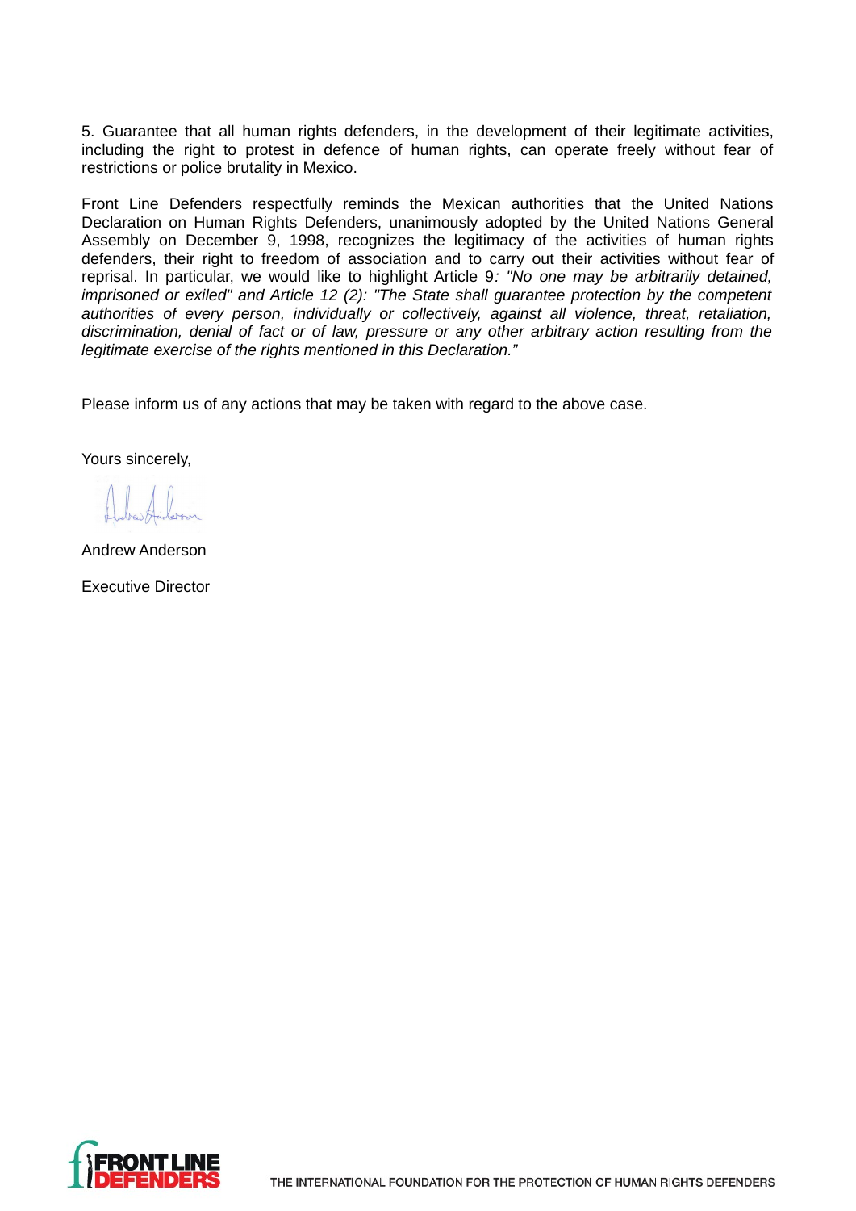5. Guarantee that all human rights defenders, in the development of their legitimate activities, including the right to protest in defence of human rights, can operate freely without fear of restrictions or police brutality in Mexico.

Front Line Defenders respectfully reminds the Mexican authorities that the United Nations Declaration on Human Rights Defenders, unanimously adopted by the United Nations General Assembly on December 9, 1998, recognizes the legitimacy of the activities of human rights defenders, their right to freedom of association and to carry out their activities without fear of reprisal. In particular, we would like to highlight Article 9*: "No one may be arbitrarily detained, imprisoned or exiled" and Article 12 (2): "The State shall guarantee protection by the competent authorities of every person, individually or collectively, against all violence, threat, retaliation, discrimination, denial of fact or of law, pressure or any other arbitrary action resulting from the legitimate exercise of the rights mentioned in this Declaration."*

Please inform us of any actions that may be taken with regard to the above case.

Yours sincerely,

Andrew Anderson

Executive Director